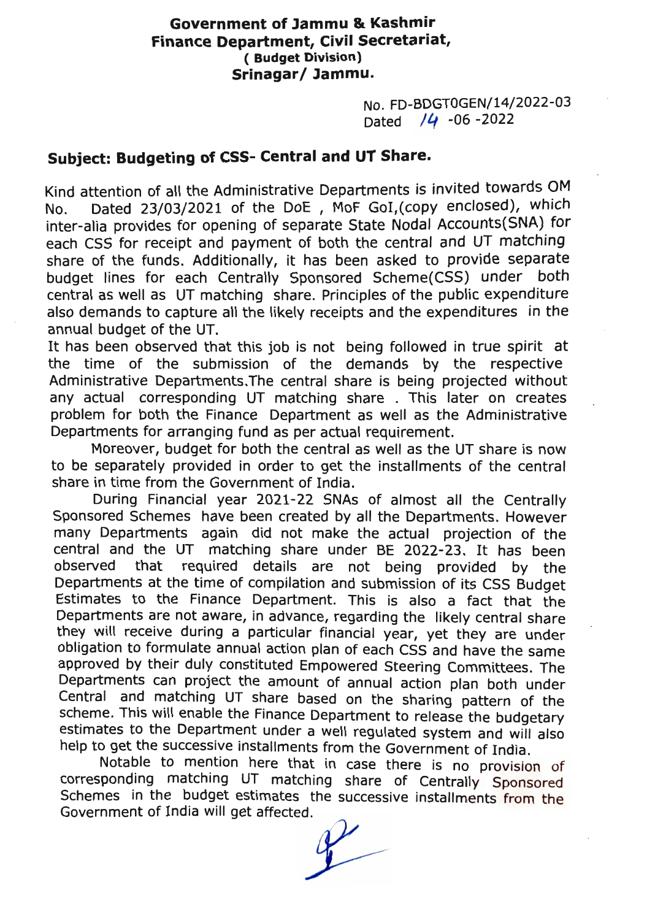**Government of Jammu & Kashmir**
**Finance Department, Civil Secretariat,**
**( Budget Division)**
**Srinagar/ Jammu.**

No. FD-BDGT0GEN/14/2022-03
Dated 14 -06 -2022

## Subject: Budgeting of CSS- Central and UT Share.

Kind attention of all the Administrative Departments is invited towards OM No. Dated 23/03/2021 of the DoE , MoF GoI,(copy enclosed), which inter-alia provides for opening of separate State Nodal Accounts(SNA) for each CSS for receipt and payment of both the central and UT matching share of the funds. Additionally, it has been asked to provide separate budget lines for each Centrally Sponsored Scheme(CSS) under both central as well as UT matching share. Principles of the public expenditure also demands to capture all the likely receipts and the expenditures in the annual budget of the UT.

It has been observed that this job is not being followed in true spirit at the time of the submission of the demands by the respective Administrative Departments.The central share is being projected without any actual corresponding UT matching share . This later on creates problem for both the Finance Department as well as the Administrative Departments for arranging fund as per actual requirement.

Moreover, budget for both the central as well as the UT share is now to be separately provided in order to get the installments of the central share in time from the Government of India.

During Financial year 2021-22 SNAs of almost all the Centrally Sponsored Schemes have been created by all the Departments. However many Departments again did not make the actual projection of the central and the UT matching share under BE 2022-23. It has been observed that required details are not being provided by the Departments at the time of compilation and submission of its CSS Budget Estimates to the Finance Department. This is also a fact that the Departments are not aware, in advance, regarding the likely central share they will receive during a particular financial year, yet they are under obligation to formulate annual action plan of each CSS and have the same approved by their duly constituted Empowered Steering Committees. The Departments can project the amount of annual action plan both under Central and matching UT share based on the sharing pattern of the scheme. This will enable the Finance Department to release the budgetary estimates to the Department under a well regulated system and will also help to get the successive installments from the Government of India.

Notable to mention here that in case there is no provision of corresponding matching UT matching share of Centrally Sponsored Schemes in the budget estimates the successive installments from the Government of India will get affected.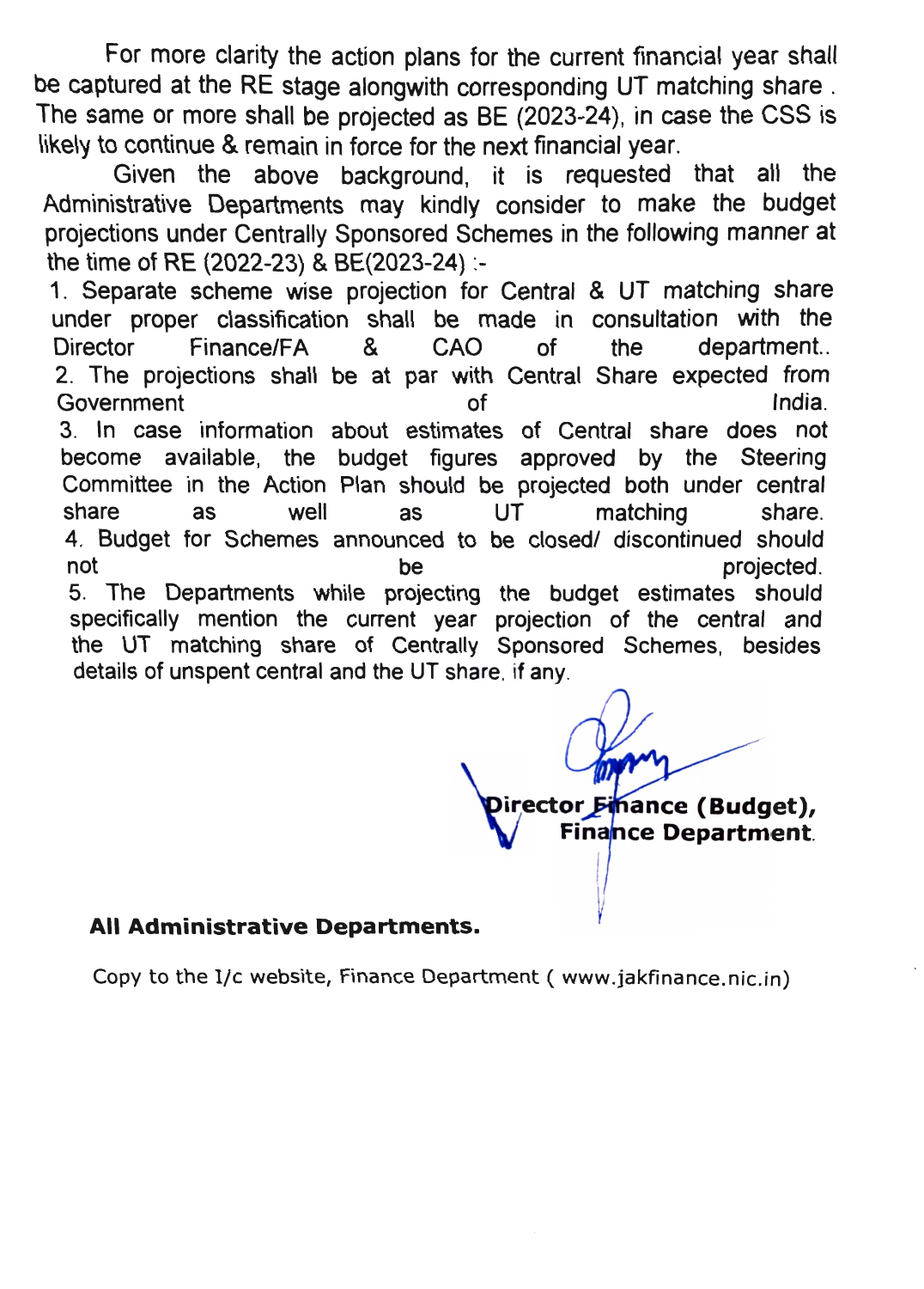For more clarity the action plans for the current financial year shall be captured at the RE stage alongwith corresponding UT matching share . The same or more shall be projected as BE (2023-24), in case the CSS is likely to continue & remain in force for the next financial year.

Given the above background, it is requested that all the Administrative Departments may kindly consider to make the budget projections under Centrally Sponsored Schemes in the following manner at the time of RE (2022-23) & BE(2023-24) :-

1. Separate scheme wise projection for Central & UT matching share under proper classification shall be made in consultation with the Director Finance/FA & CAO of the department..
2. The projections shall be at par with Central Share expected from Government of India.
3. In case information about estimates of Central share does not become available, the budget figures approved by the Steering Committee in the Action Plan should be projected both under central share as well as UT matching share.
4. Budget for Schemes announced to be closed/ discontinued should not be projected.
5. The Departments while projecting the budget estimates should specifically mention the current year projection of the central and the UT matching share of Centrally Sponsored Schemes, besides details of unspent central and the UT share, if any.

**Director Finance (Budget),**
**Finance Department.**

**All Administrative Departments.**

Copy to the I/c website, Finance Department ( www.jakfinance.nic.in)